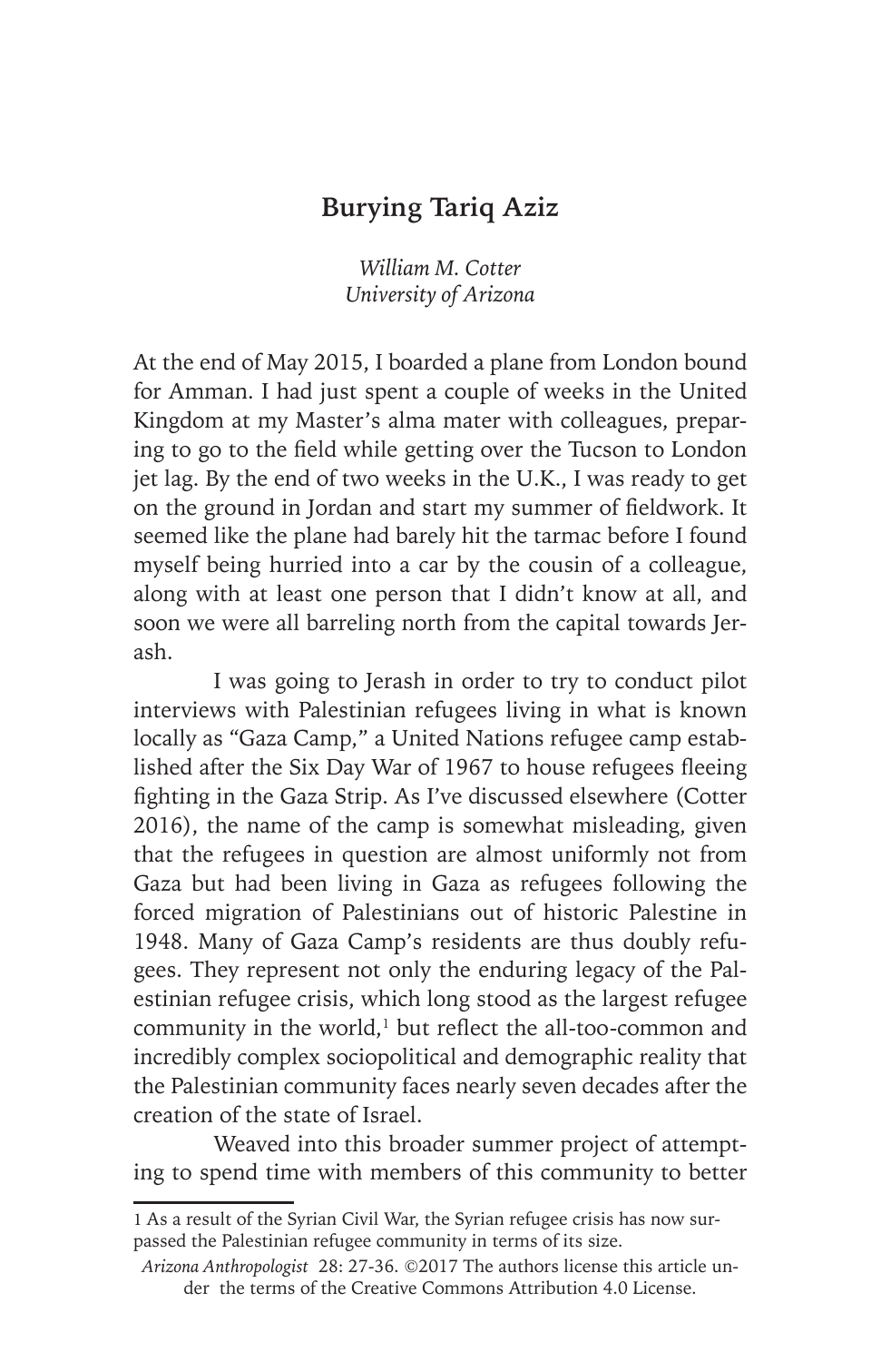# Burying Tariq Aziz

*William M. Cotter*
*University of Arizona*

At the end of May 2015, I boarded a plane from London bound for Amman. I had just spent a couple of weeks in the United Kingdom at my Master's alma mater with colleagues, preparing to go to the field while getting over the Tucson to London jet lag. By the end of two weeks in the U.K., I was ready to get on the ground in Jordan and start my summer of fieldwork. It seemed like the plane had barely hit the tarmac before I found myself being hurried into a car by the cousin of a colleague, along with at least one person that I didn't know at all, and soon we were all barreling north from the capital towards Jerash.

I was going to Jerash in order to try to conduct pilot interviews with Palestinian refugees living in what is known locally as "Gaza Camp," a United Nations refugee camp established after the Six Day War of 1967 to house refugees fleeing fighting in the Gaza Strip. As I've discussed elsewhere (Cotter 2016), the name of the camp is somewhat misleading, given that the refugees in question are almost uniformly not from Gaza but had been living in Gaza as refugees following the forced migration of Palestinians out of historic Palestine in 1948. Many of Gaza Camp's residents are thus doubly refugees. They represent not only the enduring legacy of the Palestinian refugee crisis, which long stood as the largest refugee community in the world,[1] but reflect the all-too-common and incredibly complex sociopolitical and demographic reality that the Palestinian community faces nearly seven decades after the creation of the state of Israel.

Weaved into this broader summer project of attempting to spend time with members of this community to better

---

1 As a result of the Syrian Civil War, the Syrian refugee crisis has now surpassed the Palestinian refugee community in terms of its size.

*Arizona Anthropologist* 28: 27-36. ©2017 The authors license this article under the terms of the Creative Commons Attribution 4.0 License.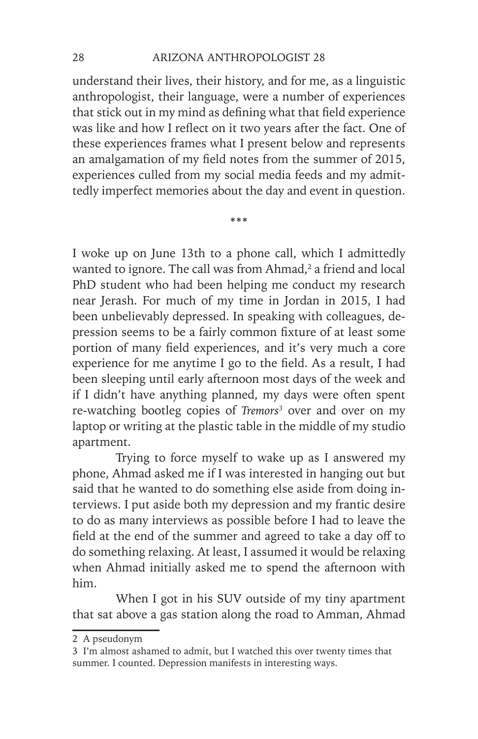understand their lives, their history, and for me, as a linguistic anthropologist, their language, were a number of experiences that stick out in my mind as defining what that field experience was like and how I reflect on it two years after the fact. One of these experiences frames what I present below and represents an amalgamation of my field notes from the summer of 2015, experiences culled from my social media feeds and my admittedly imperfect memories about the day and event in question.

\*\*\*

I woke up on June 13th to a phone call, which I admittedly wanted to ignore. The call was from Ahmad,[2] a friend and local PhD student who had been helping me conduct my research near Jerash. For much of my time in Jordan in 2015, I had been unbelievably depressed. In speaking with colleagues, depression seems to be a fairly common fixture of at least some portion of many field experiences, and it's very much a core experience for me anytime I go to the field. As a result, I had been sleeping until early afternoon most days of the week and if I didn't have anything planned, my days were often spent re-watching bootleg copies of *Tremors*[3] over and over on my laptop or writing at the plastic table in the middle of my studio apartment.

Trying to force myself to wake up as I answered my phone, Ahmad asked me if I was interested in hanging out but said that he wanted to do something else aside from doing interviews. I put aside both my depression and my frantic desire to do as many interviews as possible before I had to leave the field at the end of the summer and agreed to take a day off to do something relaxing. At least, I assumed it would be relaxing when Ahmad initially asked me to spend the afternoon with him.

When I got in his SUV outside of my tiny apartment that sat above a gas station along the road to Amman, Ahmad

---

2 A pseudonym

3 I'm almost ashamed to admit, but I watched this over twenty times that summer. I counted. Depression manifests in interesting ways.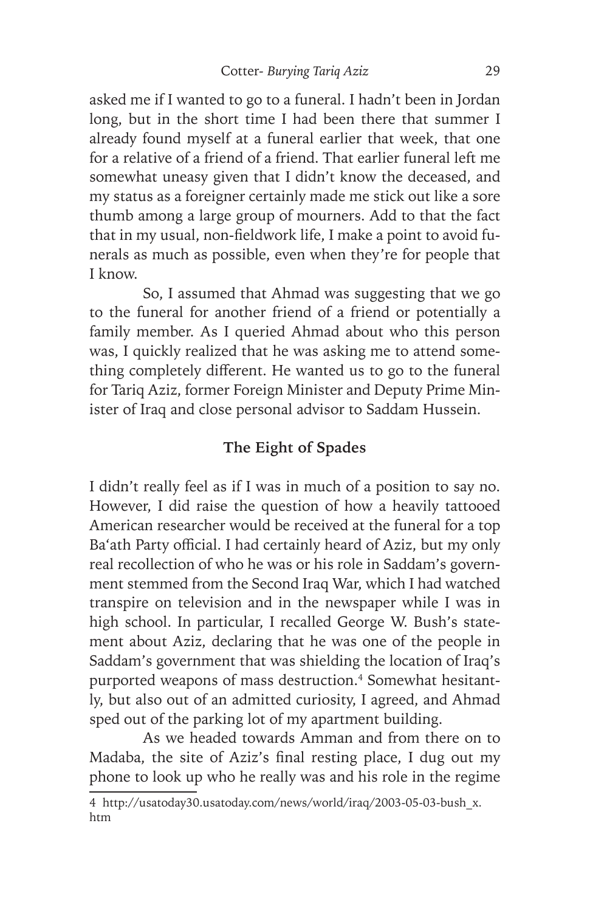asked me if I wanted to go to a funeral. I hadn't been in Jordan long, but in the short time I had been there that summer I already found myself at a funeral earlier that week, that one for a relative of a friend of a friend. That earlier funeral left me somewhat uneasy given that I didn't know the deceased, and my status as a foreigner certainly made me stick out like a sore thumb among a large group of mourners. Add to that the fact that in my usual, non-fieldwork life, I make a point to avoid funerals as much as possible, even when they're for people that I know.

So, I assumed that Ahmad was suggesting that we go to the funeral for another friend of a friend or potentially a family member. As I queried Ahmad about who this person was, I quickly realized that he was asking me to attend something completely different. He wanted us to go to the funeral for Tariq Aziz, former Foreign Minister and Deputy Prime Minister of Iraq and close personal advisor to Saddam Hussein.

## The Eight of Spades

I didn't really feel as if I was in much of a position to say no. However, I did raise the question of how a heavily tattooed American researcher would be received at the funeral for a top Ba'ath Party official. I had certainly heard of Aziz, but my only real recollection of who he was or his role in Saddam's government stemmed from the Second Iraq War, which I had watched transpire on television and in the newspaper while I was in high school. In particular, I recalled George W. Bush's statement about Aziz, declaring that he was one of the people in Saddam's government that was shielding the location of Iraq's purported weapons of mass destruction.[4] Somewhat hesitantly, but also out of an admitted curiosity, I agreed, and Ahmad sped out of the parking lot of my apartment building.

As we headed towards Amman and from there on to Madaba, the site of Aziz's final resting place, I dug out my phone to look up who he really was and his role in the regime

4 http://usatoday30.usatoday.com/news/world/iraq/2003-05-03-bush_x.htm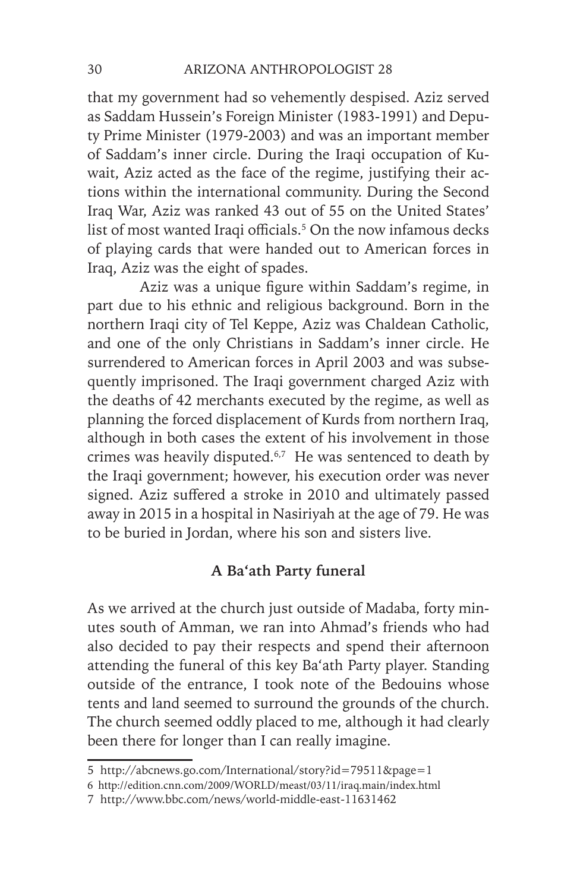that my government had so vehemently despised. Aziz served as Saddam Hussein's Foreign Minister (1983-1991) and Deputy Prime Minister (1979-2003) and was an important member of Saddam's inner circle. During the Iraqi occupation of Kuwait, Aziz acted as the face of the regime, justifying their actions within the international community. During the Second Iraq War, Aziz was ranked 43 out of 55 on the United States' list of most wanted Iraqi officials.[5] On the now infamous decks of playing cards that were handed out to American forces in Iraq, Aziz was the eight of spades.

Aziz was a unique figure within Saddam's regime, in part due to his ethnic and religious background. Born in the northern Iraqi city of Tel Keppe, Aziz was Chaldean Catholic, and one of the only Christians in Saddam's inner circle. He surrendered to American forces in April 2003 and was subsequently imprisoned. The Iraqi government charged Aziz with the deaths of 42 merchants executed by the regime, as well as planning the forced displacement of Kurds from northern Iraq, although in both cases the extent of his involvement in those crimes was heavily disputed.[6,7] He was sentenced to death by the Iraqi government; however, his execution order was never signed. Aziz suffered a stroke in 2010 and ultimately passed away in 2015 in a hospital in Nasiriyah at the age of 79. He was to be buried in Jordan, where his son and sisters live.

### A Ba'ath Party funeral

As we arrived at the church just outside of Madaba, forty minutes south of Amman, we ran into Ahmad's friends who had also decided to pay their respects and spend their afternoon attending the funeral of this key Ba'ath Party player. Standing outside of the entrance, I took note of the Bedouins whose tents and land seemed to surround the grounds of the church. The church seemed oddly placed to me, although it had clearly been there for longer than I can really imagine.

---

5 http://abcnews.go.com/International/story?id=79511&page=1

6 http://edition.cnn.com/2009/WORLD/meast/03/11/iraq.main/index.html

7 http://www.bbc.com/news/world-middle-east-11631462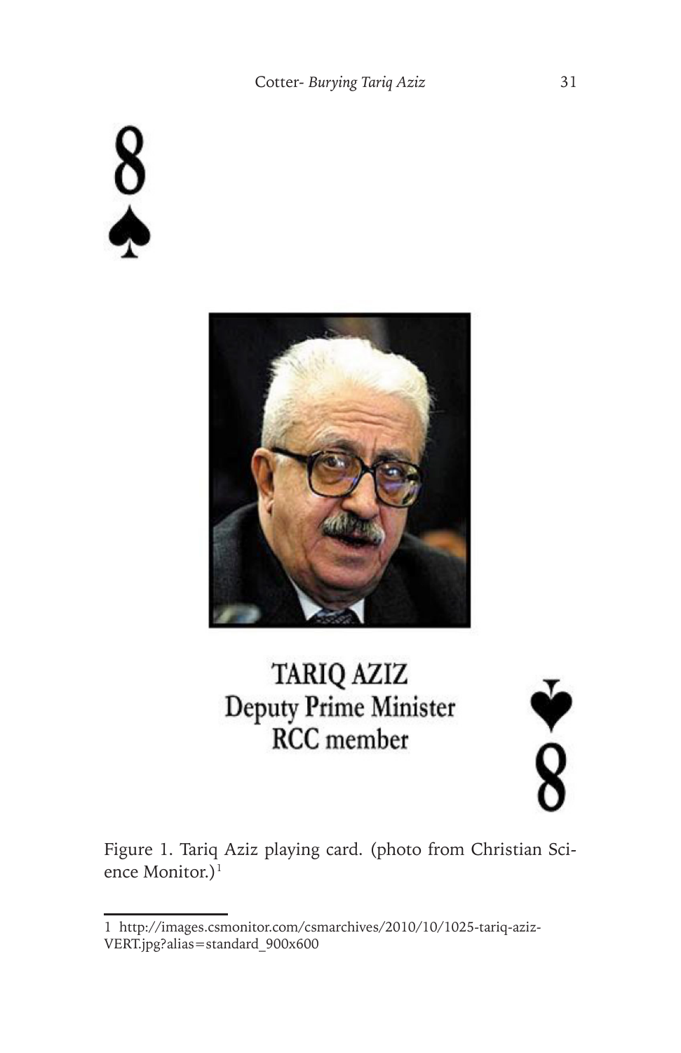8
♠

TARIQ AZIZ
Deputy Prime Minister
RCC member

Figure 1. Tariq Aziz playing card. (photo from Christian Science Monitor.)[1]

1 http://images.csmonitor.com/csmarchives/2010/10/1025-tariq-aziz-VERT.jpg?alias=standard_900x600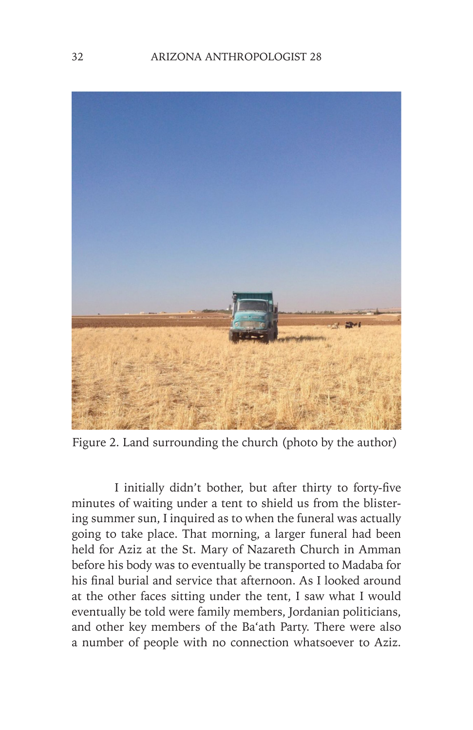Figure 2. Land surrounding the church (photo by the author)

I initially didn't bother, but after thirty to forty-five minutes of waiting under a tent to shield us from the blistering summer sun, I inquired as to when the funeral was actually going to take place. That morning, a larger funeral had been held for Aziz at the St. Mary of Nazareth Church in Amman before his body was to eventually be transported to Madaba for his final burial and service that afternoon. As I looked around at the other faces sitting under the tent, I saw what I would eventually be told were family members, Jordanian politicians, and other key members of the Ba'ath Party. There were also a number of people with no connection whatsoever to Aziz.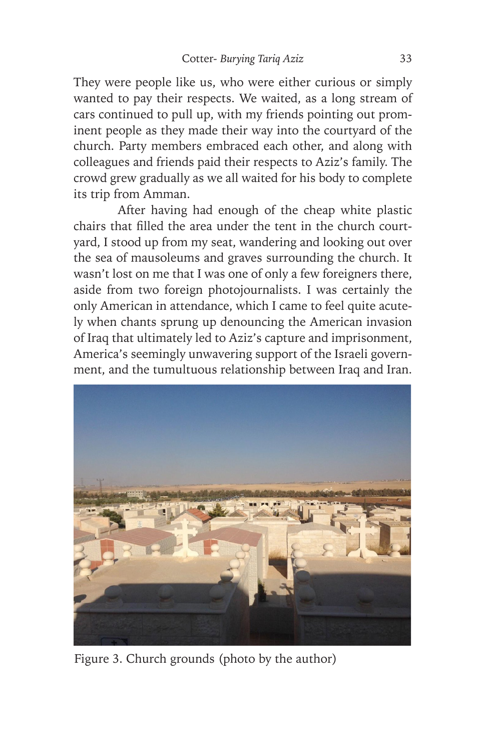They were people like us, who were either curious or simply wanted to pay their respects. We waited, as a long stream of cars continued to pull up, with my friends pointing out prominent people as they made their way into the courtyard of the church. Party members embraced each other, and along with colleagues and friends paid their respects to Aziz's family. The crowd grew gradually as we all waited for his body to complete its trip from Amman.

After having had enough of the cheap white plastic chairs that filled the area under the tent in the church courtyard, I stood up from my seat, wandering and looking out over the sea of mausoleums and graves surrounding the church. It wasn't lost on me that I was one of only a few foreigners there, aside from two foreign photojournalists. I was certainly the only American in attendance, which I came to feel quite acutely when chants sprung up denouncing the American invasion of Iraq that ultimately led to Aziz's capture and imprisonment, America's seemingly unwavering support of the Israeli government, and the tumultuous relationship between Iraq and Iran.

Figure 3. Church grounds (photo by the author)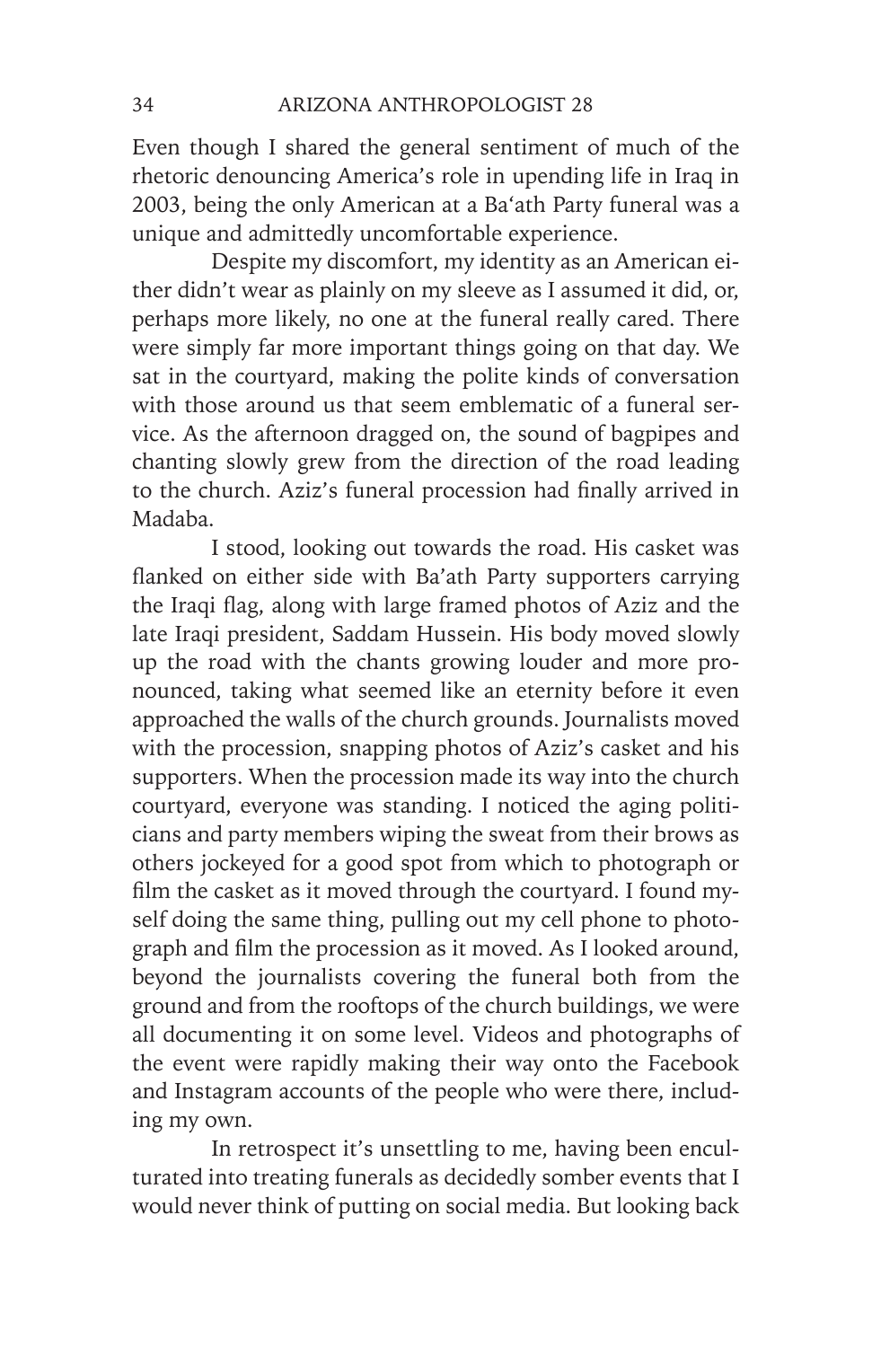Even though I shared the general sentiment of much of the rhetoric denouncing America's role in upending life in Iraq in 2003, being the only American at a Ba'ath Party funeral was a unique and admittedly uncomfortable experience.

Despite my discomfort, my identity as an American either didn't wear as plainly on my sleeve as I assumed it did, or, perhaps more likely, no one at the funeral really cared. There were simply far more important things going on that day. We sat in the courtyard, making the polite kinds of conversation with those around us that seem emblematic of a funeral service. As the afternoon dragged on, the sound of bagpipes and chanting slowly grew from the direction of the road leading to the church. Aziz's funeral procession had finally arrived in Madaba.

I stood, looking out towards the road. His casket was flanked on either side with Ba'ath Party supporters carrying the Iraqi flag, along with large framed photos of Aziz and the late Iraqi president, Saddam Hussein. His body moved slowly up the road with the chants growing louder and more pronounced, taking what seemed like an eternity before it even approached the walls of the church grounds. Journalists moved with the procession, snapping photos of Aziz's casket and his supporters. When the procession made its way into the church courtyard, everyone was standing. I noticed the aging politicians and party members wiping the sweat from their brows as others jockeyed for a good spot from which to photograph or film the casket as it moved through the courtyard. I found myself doing the same thing, pulling out my cell phone to photograph and film the procession as it moved. As I looked around, beyond the journalists covering the funeral both from the ground and from the rooftops of the church buildings, we were all documenting it on some level. Videos and photographs of the event were rapidly making their way onto the Facebook and Instagram accounts of the people who were there, including my own.

In retrospect it's unsettling to me, having been enculturated into treating funerals as decidedly somber events that I would never think of putting on social media. But looking back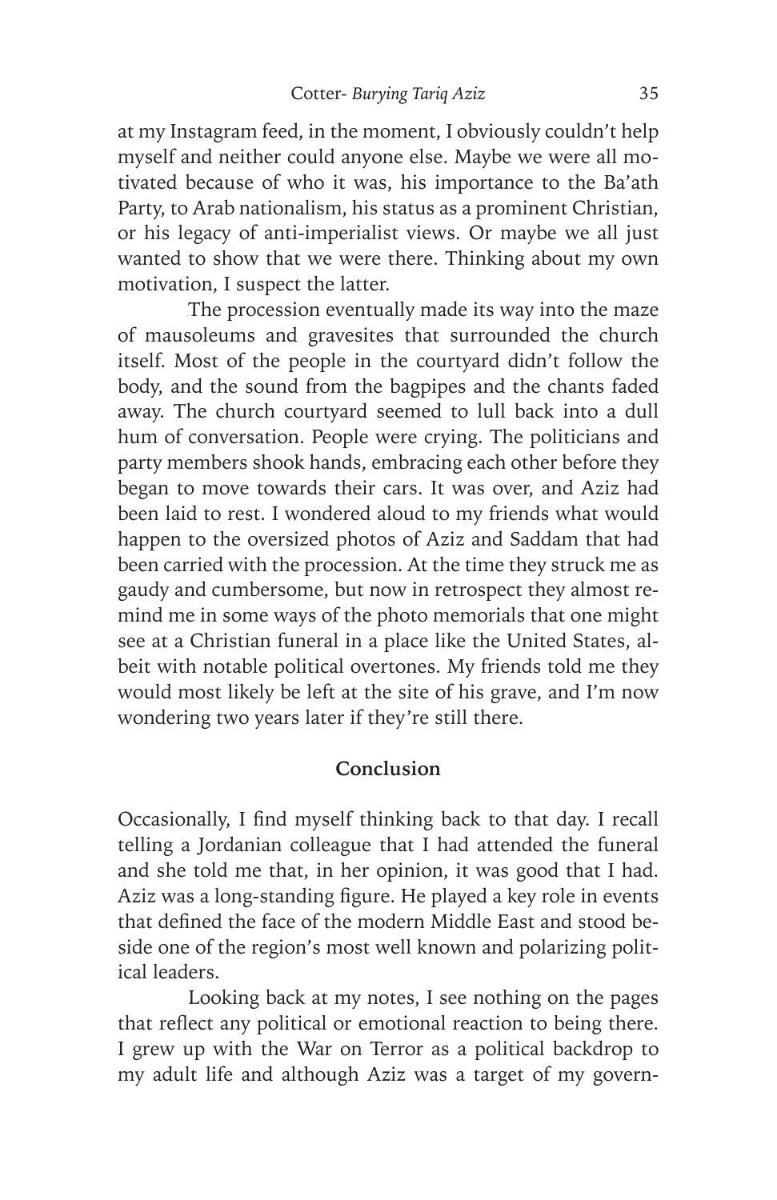at my Instagram feed, in the moment, I obviously couldn't help myself and neither could anyone else. Maybe we were all motivated because of who it was, his importance to the Ba'ath Party, to Arab nationalism, his status as a prominent Christian, or his legacy of anti-imperialist views. Or maybe we all just wanted to show that we were there. Thinking about my own motivation, I suspect the latter.

The procession eventually made its way into the maze of mausoleums and gravesites that surrounded the church itself. Most of the people in the courtyard didn't follow the body, and the sound from the bagpipes and the chants faded away. The church courtyard seemed to lull back into a dull hum of conversation. People were crying. The politicians and party members shook hands, embracing each other before they began to move towards their cars. It was over, and Aziz had been laid to rest. I wondered aloud to my friends what would happen to the oversized photos of Aziz and Saddam that had been carried with the procession. At the time they struck me as gaudy and cumbersome, but now in retrospect they almost remind me in some ways of the photo memorials that one might see at a Christian funeral in a place like the United States, albeit with notable political overtones. My friends told me they would most likely be left at the site of his grave, and I'm now wondering two years later if they're still there.

## Conclusion

Occasionally, I find myself thinking back to that day. I recall telling a Jordanian colleague that I had attended the funeral and she told me that, in her opinion, it was good that I had. Aziz was a long-standing figure. He played a key role in events that defined the face of the modern Middle East and stood beside one of the region's most well known and polarizing political leaders.

Looking back at my notes, I see nothing on the pages that reflect any political or emotional reaction to being there. I grew up with the War on Terror as a political backdrop to my adult life and although Aziz was a target of my govern-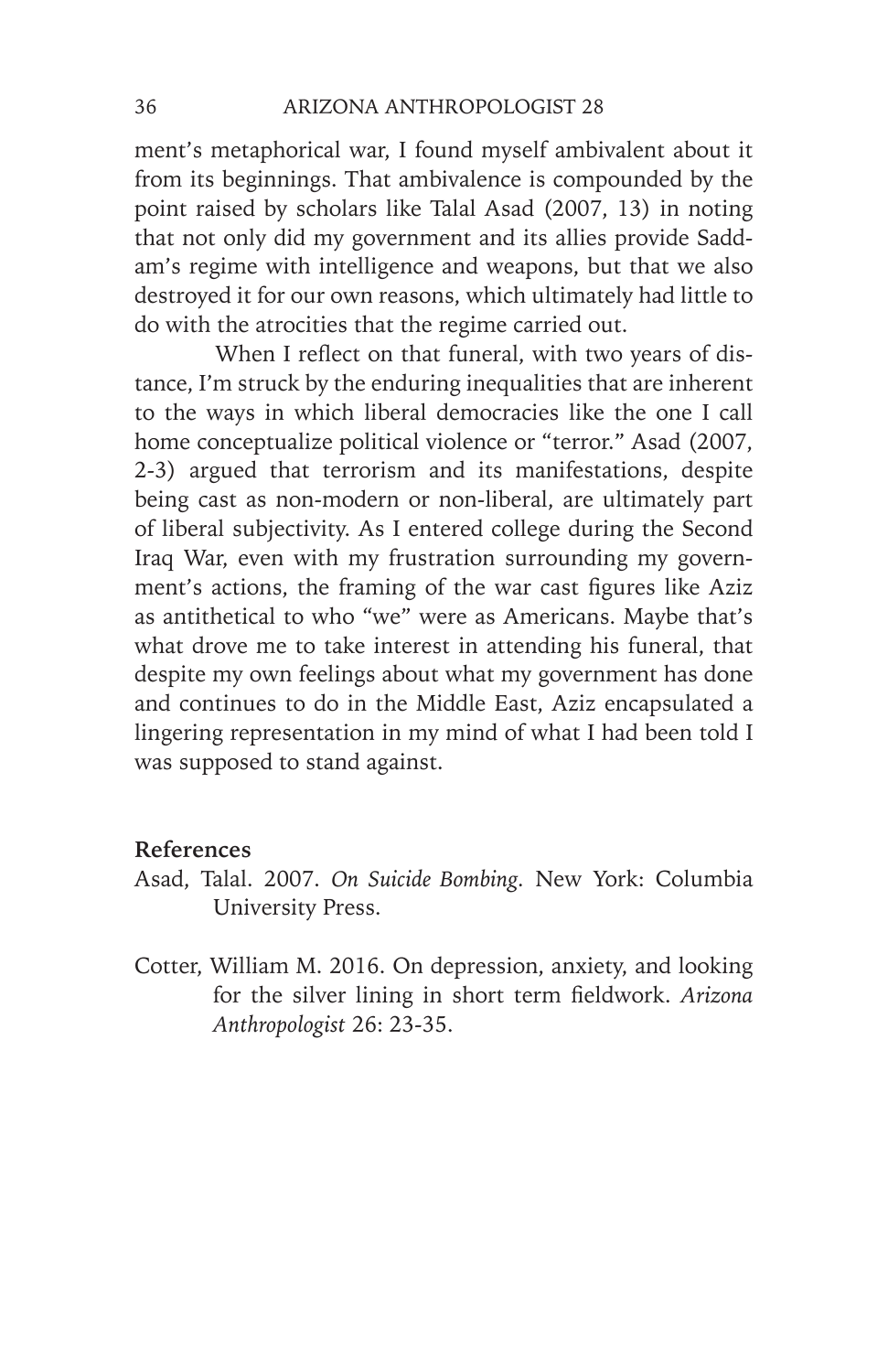ment's metaphorical war, I found myself ambivalent about it from its beginnings. That ambivalence is compounded by the point raised by scholars like Talal Asad (2007, 13) in noting that not only did my government and its allies provide Saddam's regime with intelligence and weapons, but that we also destroyed it for our own reasons, which ultimately had little to do with the atrocities that the regime carried out.

When I reflect on that funeral, with two years of distance, I'm struck by the enduring inequalities that are inherent to the ways in which liberal democracies like the one I call home conceptualize political violence or "terror." Asad (2007, 2-3) argued that terrorism and its manifestations, despite being cast as non-modern or non-liberal, are ultimately part of liberal subjectivity. As I entered college during the Second Iraq War, even with my frustration surrounding my government's actions, the framing of the war cast figures like Aziz as antithetical to who "we" were as Americans. Maybe that's what drove me to take interest in attending his funeral, that despite my own feelings about what my government has done and continues to do in the Middle East, Aziz encapsulated a lingering representation in my mind of what I had been told I was supposed to stand against.

**References**

Asad, Talal. 2007. *On Suicide Bombing*. New York: Columbia University Press.

Cotter, William M. 2016. On depression, anxiety, and looking for the silver lining in short term fieldwork. *Arizona Anthropologist* 26: 23-35.